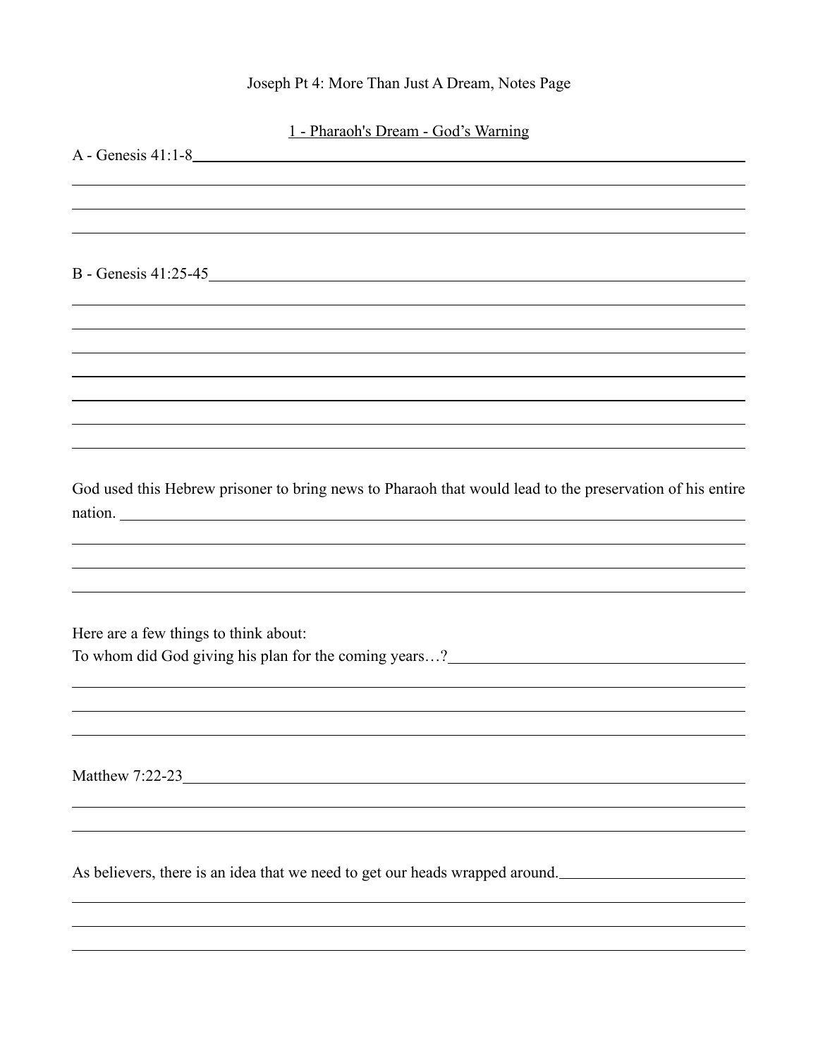# Joseph Pt 4: More Than Just A Dream, Notes Page

## 1 - Pharaoh's Dream - God's Warning

A - Genesis 41:1-8

B - Genesis 41:25-45

God used this Hebrew prisoner to bring news to Pharaoh that would lead to the preservation of his entire nation.

Here are a few things to think about:

To whom did God giving his plan for the coming years…?

Matthew 7:22-23

As believers, there is an idea that we need to get our heads wrapped around.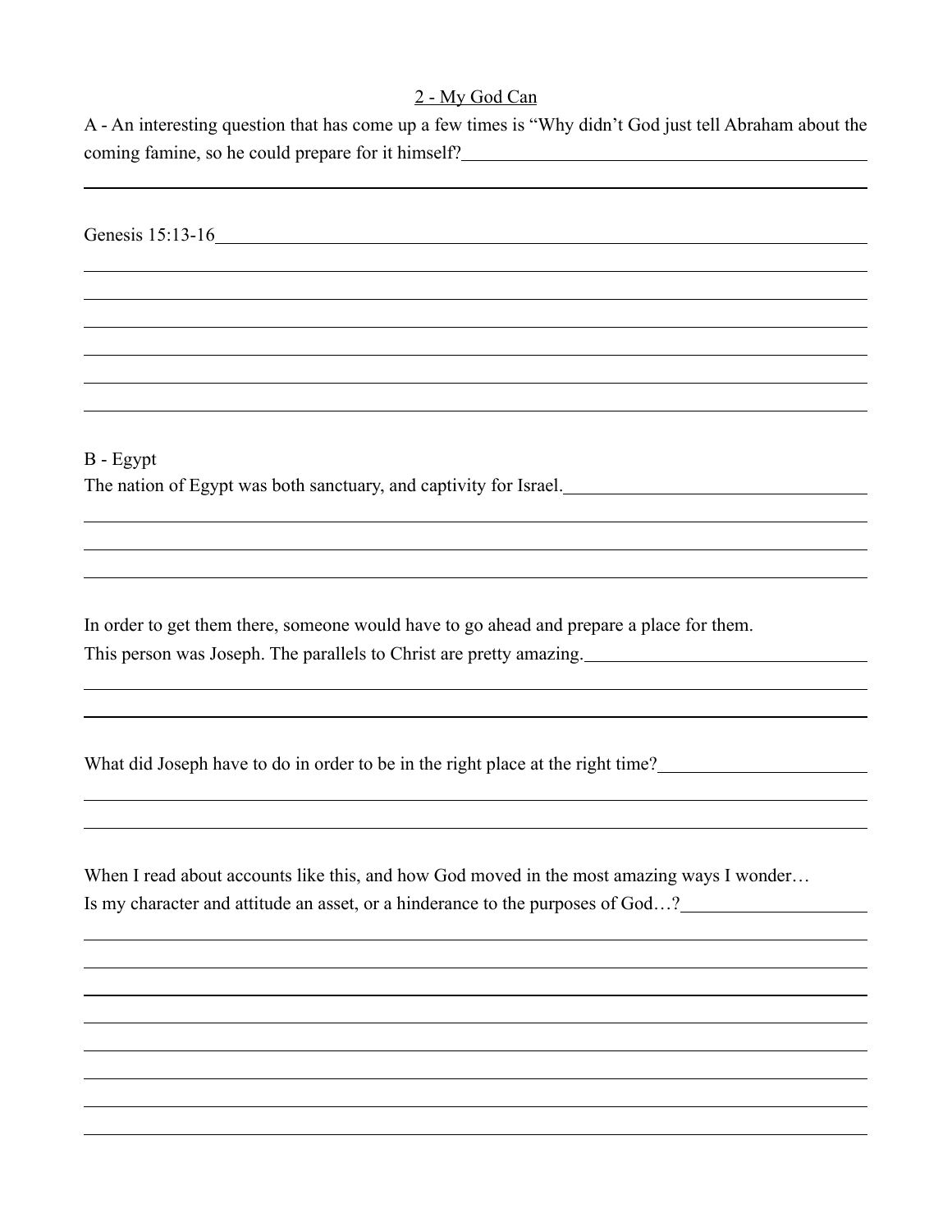## 2 - My God Can

A - An interesting question that has come up a few times is "Why didn't God just tell Abraham about the coming famine, so he could prepare for it himself?

Genesis 15:13-16

B - Egypt

The nation of Egypt was both sanctuary, and captivity for Israel.

In order to get them there, someone would have to go ahead and prepare a place for them.
This person was Joseph. The parallels to Christ are pretty amazing.

What did Joseph have to do in order to be in the right place at the right time?

When I read about accounts like this, and how God moved in the most amazing ways I wonder…
Is my character and attitude an asset, or a hinderance to the purposes of God…?